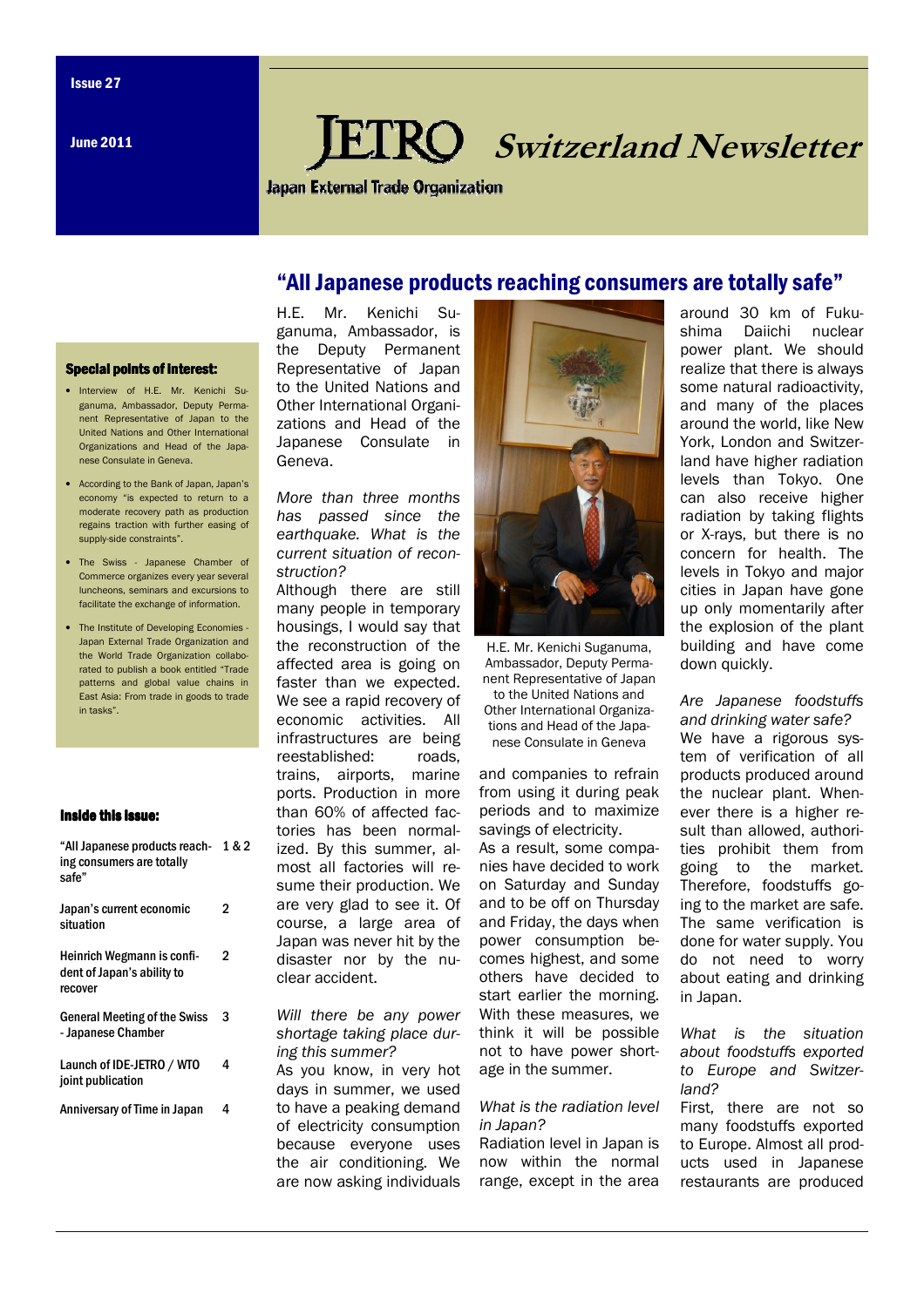Issue 27

June 2011

# JETRO Switzerland Newsletter

Japan External Trade Organization

**Special points of interest:**

- Interview of H.E. Mr. Kenichi Suganuma, Ambassador, Deputy Permanent Representative of Japan to the United Nations and Other International Organizations and Head of the Japanese Consulate in Geneva.
- According to the Bank of Japan, Japan's economy "is expected to return to a moderate recovery path as production regains traction with further easing of supply-side constraints".
- The Swiss - Japanese Chamber of Commerce organizes every year several luncheons, seminars and excursions to facilitate the exchange of information.
- The Institute of Developing Economies - Japan External Trade Organization and the World Trade Organization collaborated to publish a book entitled "Trade patterns and global value chains in East Asia: From trade in goods to trade in tasks".

**Inside this issue:**

| | |
|---|---|
| "All Japanese products reaching consumers are totally safe" | 1 & 2 |
| Japan's current economic situation | 2 |
| Heinrich Wegmann is confident of Japan's ability to recover | 2 |
| General Meeting of the Swiss - Japanese Chamber | 3 |
| Launch of IDE-JETRO / WTO joint publication | 4 |
| Anniversary of Time in Japan | 4 |

## "All Japanese products reaching consumers are totally safe"

H.E. Mr. Kenichi Suganuma, Ambassador, is the Deputy Permanent Representative of Japan to the United Nations and Other International Organizations and Head of the Japanese Consulate in Geneva.

*More than three months has passed since the earthquake. What is the current situation of reconstruction?*

Although there are still many people in temporary housings, I would say that the reconstruction of the affected area is going on faster than we expected. We see a rapid recovery of economic activities. All infrastructures are being reestablished: roads, trains, airports, marine ports. Production in more than 60% of affected factories has been normalized. By this summer, almost all factories will resume their production. We are very glad to see it. Of course, a large area of Japan was never hit by the disaster nor by the nuclear accident.

*Will there be any power shortage taking place during this summer?*

As you know, in very hot days in summer, we used to have a peaking demand of electricity consumption because everyone uses the air conditioning. We are now asking individuals and companies to refrain from using it during peak periods and to maximize savings of electricity.

H.E. Mr. Kenichi Suganuma, Ambassador, Deputy Permanent Representative of Japan to the United Nations and Other International Organizations and Head of the Japanese Consulate in Geneva

As a result, some companies have decided to work on Saturday and Sunday and to be off on Thursday and Friday, the days when power consumption becomes highest, and some others have decided to start earlier the morning. With these measures, we think it will be possible not to have power shortage in the summer.

*What is the radiation level in Japan?*

Radiation level in Japan is now within the normal range, except in the area around 30 km of Fukushima Daiichi nuclear power plant. We should realize that there is always some natural radioactivity, and many of the places around the world, like New York, London and Switzerland have higher radiation levels than Tokyo. One can also receive higher radiation by taking flights or X-rays, but there is no concern for health. The levels in Tokyo and major cities in Japan have gone up only momentarily after the explosion of the plant building and have come down quickly.

*Are Japanese foodstuffs and drinking water safe?*

We have a rigorous system of verification of all products produced around the nuclear plant. Whenever there is a higher result than allowed, authorities prohibit them from going to the market. Therefore, foodstuffs going to the market are safe. The same verification is done for water supply. You do not need to worry about eating and drinking in Japan.

*What is the situation about foodstuffs exported to Europe and Switzerland?*

First, there are not so many foodstuffs exported to Europe. Almost all products used in Japanese restaurants are produced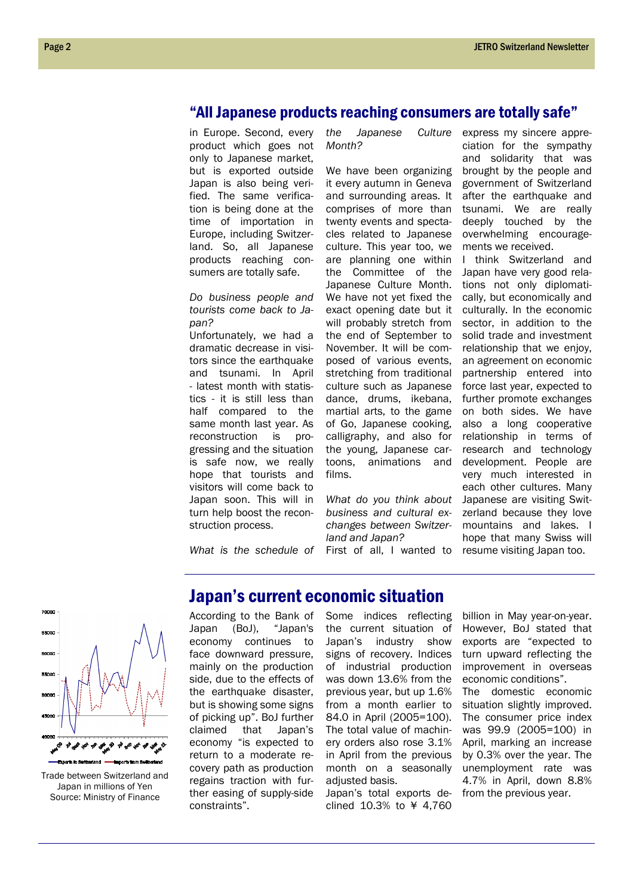## "All Japanese products reaching consumers are totally safe"

in Europe. Second, every product which goes not only to Japanese market, but is exported outside Japan is also being verified. The same verification is being done at the time of importation in Europe, including Switzerland. So, all Japanese products reaching consumers are totally safe.

*Do business people and tourists come back to Japan?*

Unfortunately, we had a dramatic decrease in visitors since the earthquake and tsunami. In April - latest month with statistics - it is still less than half compared to the same month last year. As reconstruction is progressing and the situation is safe now, we really hope that tourists and visitors will come back to Japan soon. This will in turn help boost the reconstruction process.

*What is the schedule of the Japanese Culture Month?*

We have been organizing it every autumn in Geneva and surrounding areas. It comprises of more than twenty events and spectacles related to Japanese culture. This year too, we are planning one within the Committee of the Japanese Culture Month. We have not yet fixed the exact opening date but it will probably stretch from the end of September to November. It will be composed of various events, stretching from traditional culture such as Japanese dance, drums, ikebana, martial arts, to the game of Go, Japanese cooking, calligraphy, and also for the young, Japanese cartoons, animations and films.

*What do you think about business and cultural exchanges between Switzerland and Japan?*

First of all, I wanted to express my sincere appreciation for the sympathy and solidarity that was brought by the people and government of Switzerland after the earthquake and tsunami. We are really deeply touched by the overwhelming encouragements we received.

I think Switzerland and Japan have very good relations not only diplomatically, but economically and culturally. In the economic sector, in addition to the solid trade and investment relationship that we enjoy, an agreement on economic partnership entered into force last year, expected to further promote exchanges on both sides. We have also a long cooperative relationship in terms of research and technology development. People are very much interested in each other cultures. Many Japanese are visiting Switzerland because they love mountains and lakes. I hope that many Swiss will resume visiting Japan too.

## Japan's current economic situation

Trade between Switzerland and Japan in millions of Yen
Source: Ministry of Finance

According to the Bank of Japan (BoJ), "Japan's economy continues to face downward pressure, mainly on the production side, due to the effects of the earthquake disaster, but is showing some signs of picking up". BoJ further claimed that Japan's economy "is expected to return to a moderate recovery path as production regains traction with further easing of supply-side constraints".

Some indices reflecting the current situation of Japan's industry show signs of recovery. Indices of industrial production was down 13.6% from the previous year, but up 1.6% from a month earlier to 84.0 in April (2005=100). The total value of machinery orders also rose 3.1% in April from the previous month on a seasonally adjusted basis.

Japan's total exports declined 10.3% to ¥ 4,760 billion in May year-on-year. However, BoJ stated that exports are "expected to turn upward reflecting the improvement in overseas economic conditions".

The domestic economic situation slightly improved. The consumer price index was 99.9 (2005=100) in April, marking an increase by 0.3% over the year. The unemployment rate was 4.7% in April, down 8.8% from the previous year.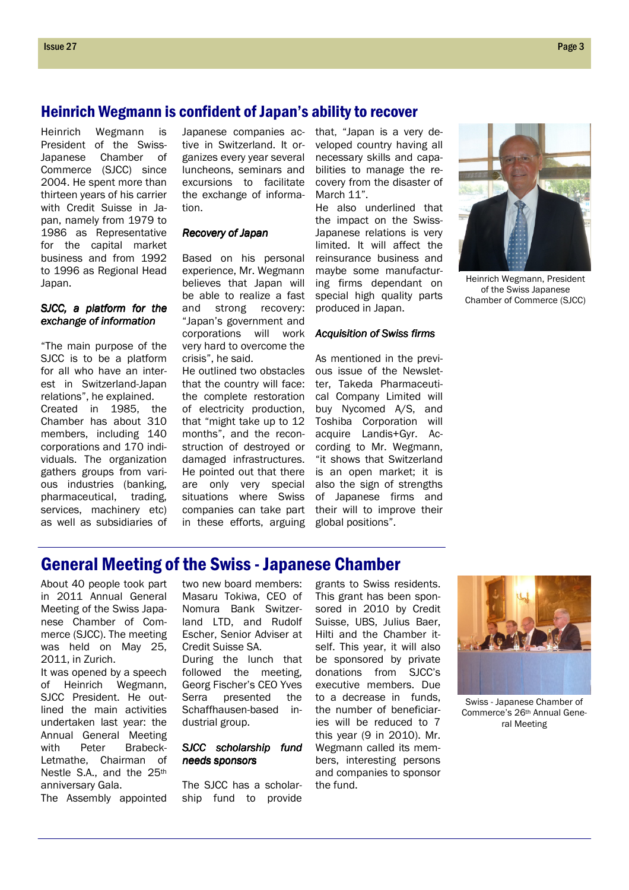## Heinrich Wegmann is confident of Japan's ability to recover

Heinrich Wegmann is President of the Swiss-Japanese Chamber of Commerce (SJCC) since 2004. He spent more than thirteen years of his carrier with Credit Suisse in Japan, namely from 1979 to 1986 as Representative for the capital market business and from 1992 to 1996 as Regional Head Japan.

### *SJCC, a platform for the exchange of information*

"The main purpose of the SJCC is to be a platform for all who have an interest in Switzerland-Japan relations", he explained.

Created in 1985, the Chamber has about 310 members, including 140 corporations and 170 individuals. The organization gathers groups from various industries (banking, pharmaceutical, trading, services, machinery etc) as well as subsidiaries of Japanese companies active in Switzerland. It organizes every year several luncheons, seminars and excursions to facilitate the exchange of information.

### *Recovery of Japan*

Based on his personal experience, Mr. Wegmann believes that Japan will be able to realize a fast and strong recovery: "Japan's government and corporations will work very hard to overcome the crisis", he said.

He outlined two obstacles that the country will face: the complete restoration of electricity production, that "might take up to 12 months", and the reconstruction of destroyed or damaged infrastructures.

He pointed out that there are only very special situations where Swiss companies can take part in these efforts, arguing that, "Japan is a very developed country having all necessary skills and capabilities to manage the recovery from the disaster of March 11".

He also underlined that the impact on the Swiss-Japanese relations is very limited. It will affect the reinsurance business and maybe some manufacturing firms dependant on special high quality parts produced in Japan.

### *Acquisition of Swiss firms*

As mentioned in the previous issue of the Newsletter, Takeda Pharmaceutical Company Limited will buy Nycomed A/S, and Toshiba Corporation will acquire Landis+Gyr. According to Mr. Wegmann, "it shows that Switzerland is an open market; it is also the sign of strengths of Japanese firms and their will to improve their global positions".

Heinrich Wegmann, President of the Swiss Japanese Chamber of Commerce (SJCC)

## General Meeting of the Swiss - Japanese Chamber

About 40 people took part in 2011 Annual General Meeting of the Swiss Japanese Chamber of Commerce (SJCC). The meeting was held on May 25, 2011, in Zurich.

It was opened by a speech of Heinrich Wegmann, SJCC President. He outlined the main activities undertaken last year: the Annual General Meeting with Peter Brabeck-Letmathe, Chairman of Nestle S.A., and the 25th anniversary Gala.

The Assembly appointed two new board members: Masaru Tokiwa, CEO of Nomura Bank Switzerland LTD, and Rudolf Escher, Senior Adviser at Credit Suisse SA.

During the lunch that followed the meeting, Georg Fischer's CEO Yves Serra presented the Schaffhausen-based industrial group.

### *SJCC scholarship fund needs sponsors*

The SJCC has a scholarship fund to provide grants to Swiss residents. This grant has been sponsored in 2010 by Credit Suisse, UBS, Julius Baer, Hilti and the Chamber itself. This year, it will also be sponsored by private donations from SJCC's executive members. Due to a decrease in funds, the number of beneficiaries will be reduced to 7 this year (9 in 2010). Mr. Wegmann called its members, interesting persons and companies to sponsor the fund.

Swiss - Japanese Chamber of Commerce's 26th Annual General Meeting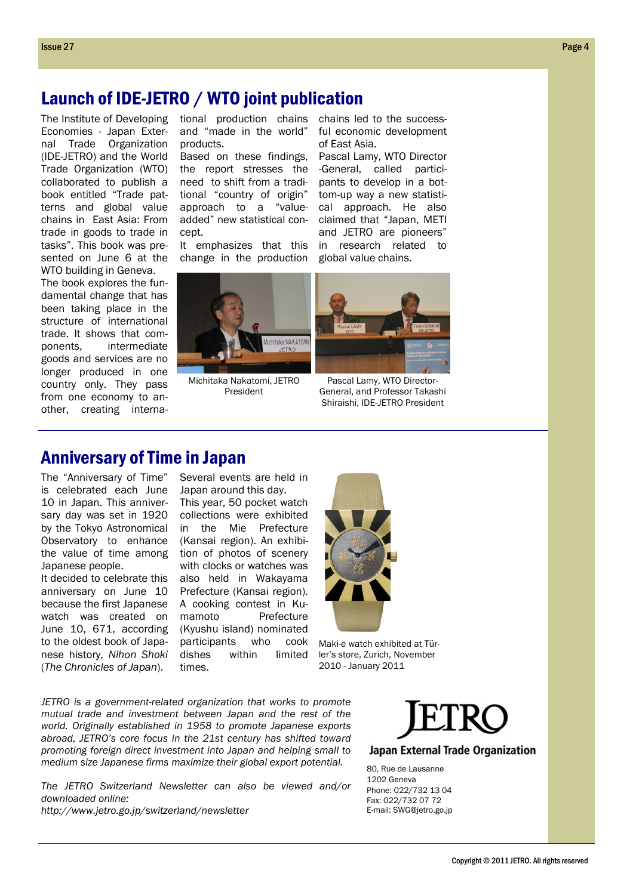## Launch of IDE-JETRO / WTO joint publication

The Institute of Developing Economies - Japan External Trade Organization (IDE-JETRO) and the World Trade Organization (WTO) collaborated to publish a book entitled "Trade patterns and global value chains in East Asia: From trade in goods to trade in tasks". This book was presented on June 6 at the WTO building in Geneva.

The book explores the fundamental change that has been taking place in the structure of international trade. It shows that components, intermediate goods and services are no longer produced in one country only. They pass from one economy to another, creating international production chains and "made in the world" products.

Based on these findings, the report stresses the need to shift from a traditional "country of origin" approach to a "value-added" new statistical concept.

It emphasizes that this change in the production chains led to the successful economic development of East Asia.

Pascal Lamy, WTO Director-General, called participants to develop in a bottom-up way a new statistical approach. He also claimed that "Japan, METI and JETRO are pioneers" in research related to global value chains.

Michitaka Nakatomi, JETRO President

Pascal Lamy, WTO Director-General, and Professor Takashi Shiraishi, IDE-JETRO President

## Anniversary of Time in Japan

The "Anniversary of Time" is celebrated each June 10 in Japan. This anniversary day was set in 1920 by the Tokyo Astronomical Observatory to enhance the value of time among Japanese people.

It decided to celebrate this anniversary on June 10 because the first Japanese watch was created on June 10, 671, according to the oldest book of Japanese history, *Nihon Shoki* (*The Chronicles of Japan*).

Several events are held in Japan around this day.

This year, 50 pocket watch collections were exhibited in the Mie Prefecture (Kansai region). An exhibition of photos of scenery with clocks or watches was also held in Wakayama Prefecture (Kansai region). A cooking contest in Kumamoto Prefecture (Kyushu island) nominated participants who cook dishes within limited times.

Maki-e watch exhibited at Türler's store, Zurich, November 2010 - January 2011

*JETRO is a government-related organization that works to promote mutual trade and investment between Japan and the rest of the world. Originally established in 1958 to promote Japanese exports abroad, JETRO's core focus in the 21st century has shifted toward promoting foreign direct investment into Japan and helping small to medium size Japanese firms maximize their global export potential.*

*The JETRO Switzerland Newsletter can also be viewed and/or downloaded online:*
*http://www.jetro.go.jp/switzerland/newsletter*

JETRO
Japan External Trade Organization

80, Rue de Lausanne
1202 Geneva
Phone: 022/732 13 04
Fax: 022/732 07 72
E-mail: SWG@jetro.go.jp

Copyright © 2011 JETRO. All rights reserved